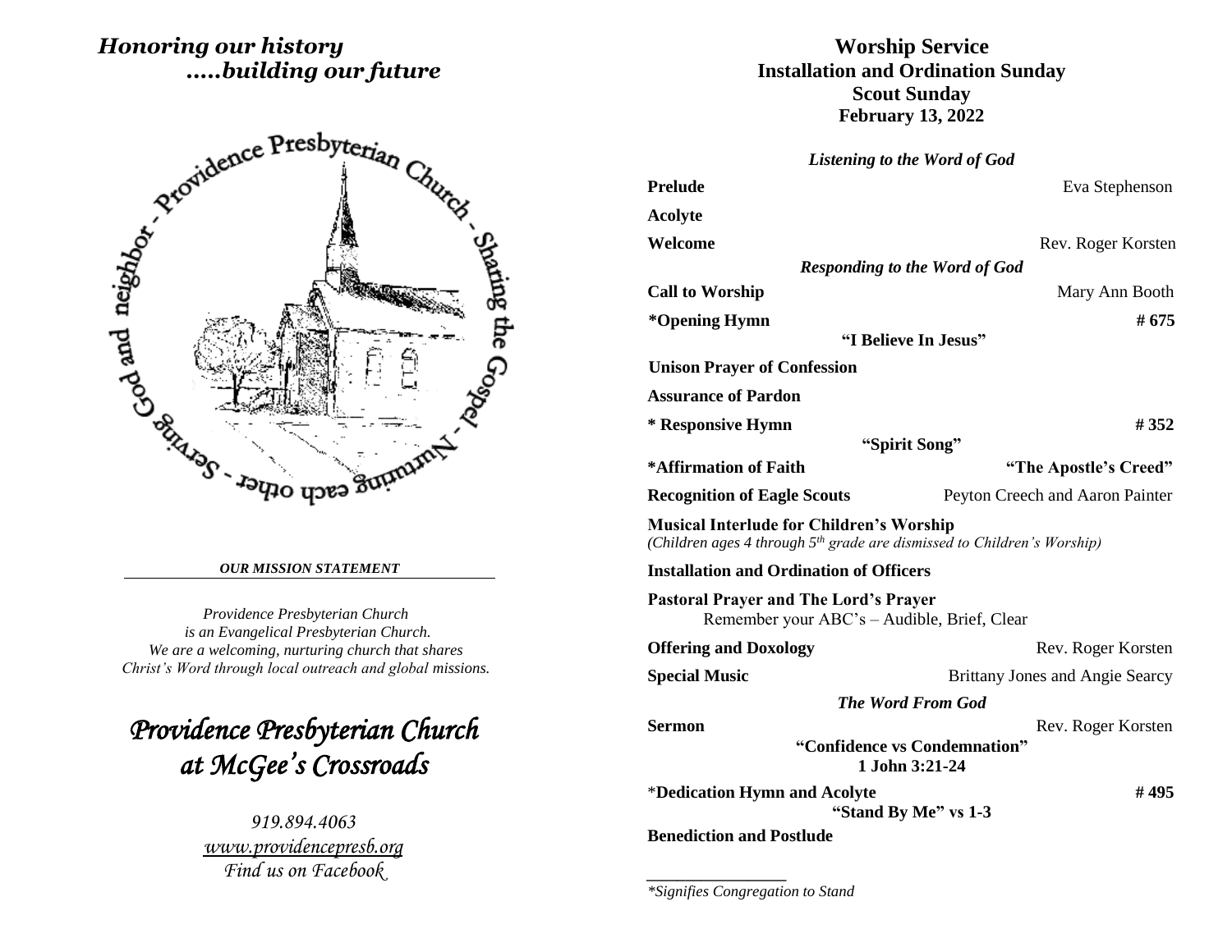*Honoring our history*
*.....building our future*

Providence Presbyterian Church - Sharing the Gospel - Nurturing each other - Serving God and neighbor

***OUR MISSION STATEMENT***

*Providence Presbyterian Church*
*is an Evangelical Presbyterian Church.*
*We are a welcoming, nurturing church that shares*
*Christ's Word through local outreach and global missions.*

# *Providence Presbyterian Church at McGee's Crossroads*

*919.894.4063*
*www.providencepresb.org*
*Find us on Facebook*

# Worship Service
## Installation and Ordination Sunday
## Scout Sunday
## February 13, 2022

***Listening to the Word of God***

**Prelude** — Eva Stephenson

**Acolyte**

**Welcome** — Rev. Roger Korsten

***Responding to the Word of God***

**Call to Worship** — Mary Ann Booth

**\*Opening Hymn** — **# 675**
**"I Believe In Jesus"**

**Unison Prayer of Confession**

**Assurance of Pardon**

**\* Responsive Hymn** — **# 352**
**"Spirit Song"**

**\*Affirmation of Faith** — **"The Apostle's Creed"**

**Recognition of Eagle Scouts** — Peyton Creech and Aaron Painter

**Musical Interlude for Children's Worship**
*(Children ages 4 through 5th grade are dismissed to Children's Worship)*

**Installation and Ordination of Officers**

**Pastoral Prayer and The Lord's Prayer**
Remember your ABC's – Audible, Brief, Clear

**Offering and Doxology** — Rev. Roger Korsten

**Special Music** — Brittany Jones and Angie Searcy

***The Word From God***

**Sermon** — Rev. Roger Korsten
**"Confidence vs Condemnation"**
**1 John 3:21-24**

\***Dedication Hymn and Acolyte** — **# 495**
**"Stand By Me" vs 1-3**

**Benediction and Postlude**

---

*\*Signifies Congregation to Stand*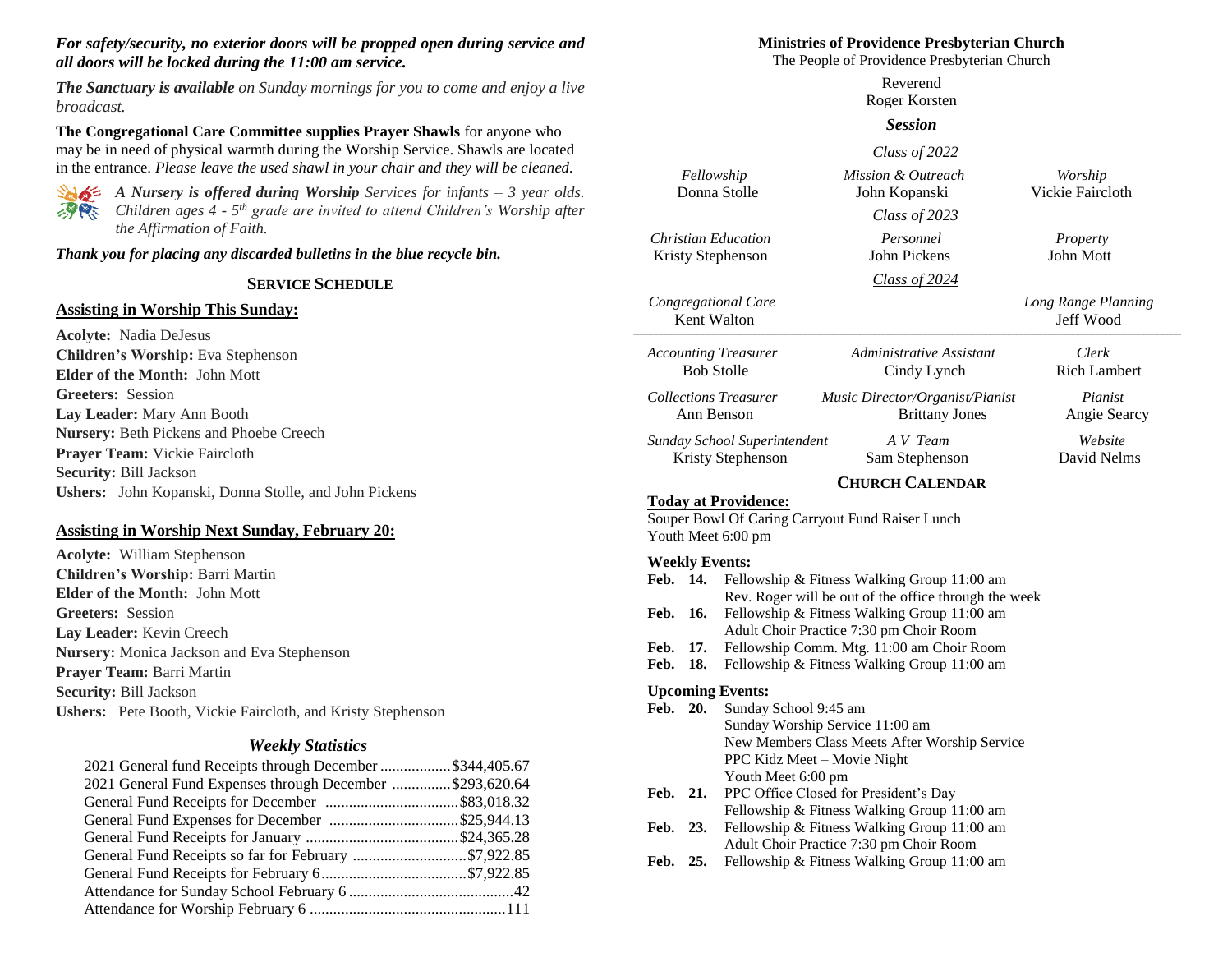***For safety/security, no exterior doors will be propped open during service and all doors will be locked during the 11:00 am service.***

***The Sanctuary is available*** *on Sunday mornings for you to come and enjoy a live broadcast.*

**The Congregational Care Committee supplies Prayer Shawls** for anyone who may be in need of physical warmth during the Worship Service. Shawls are located in the entrance. *Please leave the used shawl in your chair and they will be cleaned.*

***A Nursery is offered during Worship*** *Services for infants – 3 year olds. Children ages 4 - 5th grade are invited to attend Children's Worship after the Affirmation of Faith.*

***Thank you for placing any discarded bulletins in the blue recycle bin.***

## SERVICE SCHEDULE

### Assisting in Worship This Sunday:

**Acolyte:** Nadia DeJesus
**Children's Worship:** Eva Stephenson
**Elder of the Month:** John Mott
**Greeters:** Session
**Lay Leader:** Mary Ann Booth
**Nursery:** Beth Pickens and Phoebe Creech
**Prayer Team:** Vickie Faircloth
**Security:** Bill Jackson
**Ushers:** John Kopanski, Donna Stolle, and John Pickens

### Assisting in Worship Next Sunday, February 20:

**Acolyte:** William Stephenson
**Children's Worship:** Barri Martin
**Elder of the Month:** John Mott
**Greeters:** Session
**Lay Leader:** Kevin Creech
**Nursery:** Monica Jackson and Eva Stephenson
**Prayer Team:** Barri Martin
**Security:** Bill Jackson
**Ushers:** Pete Booth, Vickie Faircloth, and Kristy Stephenson

### *Weekly Statistics*

| Item | Amount |
|---|---|
| 2021 General fund Receipts through December | $344,405.67 |
| 2021 General Fund Expenses through December | $293,620.64 |
| General Fund Receipts for December | $83,018.32 |
| General Fund Expenses for December | $25,944.13 |
| General Fund Receipts for January | $24,365.28 |
| General Fund Receipts so far for February | $7,922.85 |
| General Fund Receipts for February 6 | $7,922.85 |
| Attendance for Sunday School February 6 | 42 |
| Attendance for Worship February 6 | 111 |

## Ministries of Providence Presbyterian Church

The People of Providence Presbyterian Church

Reverend
Roger Korsten

### *Session*

*Class of 2022*

| | | |
|---|---|---|
| *Fellowship* Donna Stolle | *Mission & Outreach* John Kopanski | *Worship* Vickie Faircloth |

*Class of 2023*

| | | |
|---|---|---|
| *Christian Education* Kristy Stephenson | *Personnel* John Pickens | *Property* John Mott |

*Class of 2024*

| | | |
|---|---|---|
| *Congregational Care* Kent Walton | | *Long Range Planning* Jeff Wood |

| | | |
|---|---|---|
| *Accounting Treasurer* Bob Stolle | *Administrative Assistant* Cindy Lynch | *Clerk* Rich Lambert |
| *Collections Treasurer* Ann Benson | *Music Director/Organist/Pianist* Brittany Jones | *Pianist* Angie Searcy |
| *Sunday School Superintendent* Kristy Stephenson | *A V Team* Sam Stephenson | *Website* David Nelms |

## CHURCH CALENDAR

### Today at Providence:

Souper Bowl Of Caring Carryout Fund Raiser Lunch
Youth Meet 6:00 pm

**Weekly Events:**

**Feb. 14.** Fellowship & Fitness Walking Group 11:00 am
Rev. Roger will be out of the office through the week
**Feb. 16.** Fellowship & Fitness Walking Group 11:00 am
Adult Choir Practice 7:30 pm Choir Room
**Feb. 17.** Fellowship Comm. Mtg. 11:00 am Choir Room
**Feb. 18.** Fellowship & Fitness Walking Group 11:00 am

**Upcoming Events:**

**Feb. 20.** Sunday School 9:45 am
Sunday Worship Service 11:00 am
New Members Class Meets After Worship Service
PPC Kidz Meet – Movie Night
Youth Meet 6:00 pm
**Feb. 21.** PPC Office Closed for President's Day
Fellowship & Fitness Walking Group 11:00 am
**Feb. 23.** Fellowship & Fitness Walking Group 11:00 am
Adult Choir Practice 7:30 pm Choir Room
**Feb. 25.** Fellowship & Fitness Walking Group 11:00 am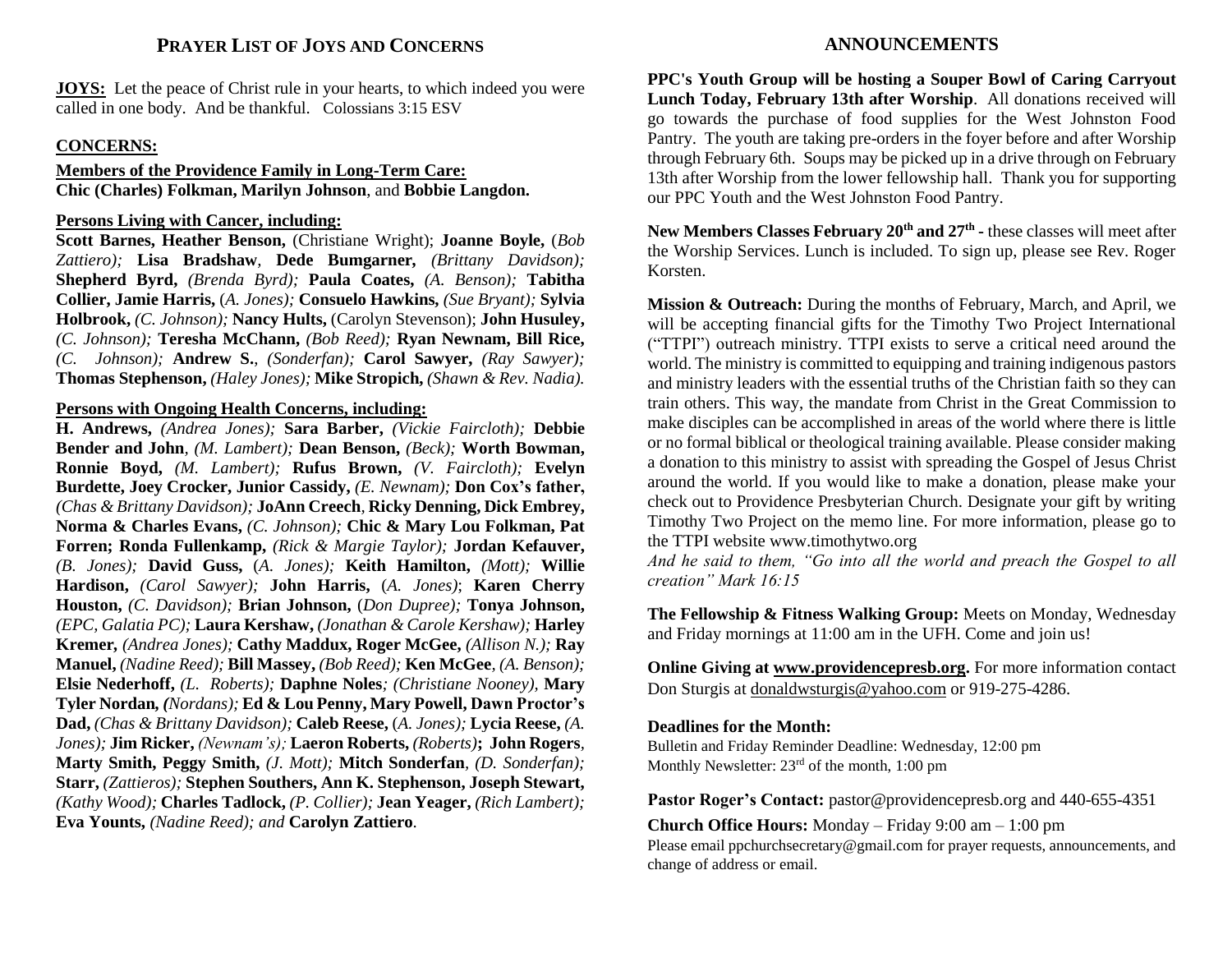## PRAYER LIST OF JOYS AND CONCERNS

**JOYS:** Let the peace of Christ rule in your hearts, to which indeed you were called in one body. And be thankful. Colossians 3:15 ESV

**CONCERNS:**

**Members of the Providence Family in Long-Term Care:**
**Chic (Charles) Folkman, Marilyn Johnson**, and **Bobbie Langdon.**

**Persons Living with Cancer, including:**
**Scott Barnes, Heather Benson,** (Christiane Wright); **Joanne Boyle,** (*Bob Zattiero);* **Lisa Bradshaw**, **Dede Bumgarner,** *(Brittany Davidson);* **Shepherd Byrd,** *(Brenda Byrd);* **Paula Coates,** *(A. Benson);* **Tabitha Collier, Jamie Harris,** (*A. Jones);* **Consuelo Hawkins,** *(Sue Bryant);* **Sylvia Holbrook,** *(C. Johnson);* **Nancy Hults,** (Carolyn Stevenson); **John Husuley,** *(C. Johnson);* **Teresha McChann,** *(Bob Reed);* **Ryan Newnam, Bill Rice,** *(C. Johnson);* **Andrew S.**, *(Sonderfan);* **Carol Sawyer,** *(Ray Sawyer);* **Thomas Stephenson,** *(Haley Jones);* **Mike Stropich,** *(Shawn & Rev. Nadia).*

**Persons with Ongoing Health Concerns, including:**
**H. Andrews,** *(Andrea Jones);* **Sara Barber,** *(Vickie Faircloth);* **Debbie Bender and John**, *(M. Lambert);* **Dean Benson,** *(Beck);* **Worth Bowman, Ronnie Boyd,** *(M. Lambert);* **Rufus Brown,** *(V. Faircloth);* **Evelyn Burdette, Joey Crocker, Junior Cassidy,** *(E. Newnam);* **Don Cox's father,** *(Chas & Brittany Davidson);* **JoAnn Creech**, **Ricky Denning, Dick Embrey, Norma & Charles Evans,** *(C. Johnson);* **Chic & Mary Lou Folkman, Pat Forren; Ronda Fullenkamp,** *(Rick & Margie Taylor);* **Jordan Kefauver,** *(B. Jones);* **David Guss,** (*A. Jones);* **Keith Hamilton,** *(Mott);* **Willie Hardison,** *(Carol Sawyer);* **John Harris,** (*A. Jones)*; **Karen Cherry Houston,** *(C. Davidson);* **Brian Johnson,** (*Don Dupree);* **Tonya Johnson,** *(EPC, Galatia PC);* **Laura Kershaw,** *(Jonathan & Carole Kershaw);* **Harley Kremer,** *(Andrea Jones);* **Cathy Maddux, Roger McGee,** *(Allison N.);* **Ray Manuel,** *(Nadine Reed);* **Bill Massey,** *(Bob Reed);* **Ken McGee**, *(A. Benson);* **Elsie Nederhoff,** *(L. Roberts);* **Daphne Noles***; (Christiane Nooney),* **Mary Tyler Nordan,** *(Nordans);* **Ed & Lou Penny, Mary Powell, Dawn Proctor's Dad,** *(Chas & Brittany Davidson);* **Caleb Reese,** (*A. Jones);* **Lycia Reese,** *(A. Jones);* **Jim Ricker,** *(Newnam's);* **Laeron Roberts,** *(Roberts)***; John Rogers**, **Marty Smith, Peggy Smith,** *(J. Mott);* **Mitch Sonderfan**, *(D. Sonderfan);* **Starr,** *(Zattieros);* **Stephen Southers, Ann K. Stephenson, Joseph Stewart,** *(Kathy Wood);* **Charles Tadlock,** *(P. Collier);* **Jean Yeager,** *(Rich Lambert);* **Eva Younts,** *(Nadine Reed); and* **Carolyn Zattiero**.

## ANNOUNCEMENTS

**PPC's Youth Group will be hosting a Souper Bowl of Caring Carryout Lunch Today, February 13th after Worship**. All donations received will go towards the purchase of food supplies for the West Johnston Food Pantry. The youth are taking pre-orders in the foyer before and after Worship through February 6th. Soups may be picked up in a drive through on February 13th after Worship from the lower fellowship hall. Thank you for supporting our PPC Youth and the West Johnston Food Pantry.

**New Members Classes February 20th and 27th -** these classes will meet after the Worship Services. Lunch is included. To sign up, please see Rev. Roger Korsten.

**Mission & Outreach:** During the months of February, March, and April, we will be accepting financial gifts for the Timothy Two Project International ("TTPI") outreach ministry. TTPI exists to serve a critical need around the world. The ministry is committed to equipping and training indigenous pastors and ministry leaders with the essential truths of the Christian faith so they can train others. This way, the mandate from Christ in the Great Commission to make disciples can be accomplished in areas of the world where there is little or no formal biblical or theological training available. Please consider making a donation to this ministry to assist with spreading the Gospel of Jesus Christ around the world. If you would like to make a donation, please make your check out to Providence Presbyterian Church. Designate your gift by writing Timothy Two Project on the memo line. For more information, please go to the TTPI website www.timothytwo.org
*And he said to them, "Go into all the world and preach the Gospel to all creation" Mark 16:15*

**The Fellowship & Fitness Walking Group:** Meets on Monday, Wednesday and Friday mornings at 11:00 am in the UFH. Come and join us!

**Online Giving at www.providencepresb.org.** For more information contact Don Sturgis at donaldwsturgis@yahoo.com or 919-275-4286.

**Deadlines for the Month:**
Bulletin and Friday Reminder Deadline: Wednesday, 12:00 pm
Monthly Newsletter: 23rd of the month, 1:00 pm

**Pastor Roger's Contact:** pastor@providencepresb.org and 440-655-4351

**Church Office Hours:** Monday – Friday 9:00 am – 1:00 pm
Please email ppchurchsecretary@gmail.com for prayer requests, announcements, and change of address or email.